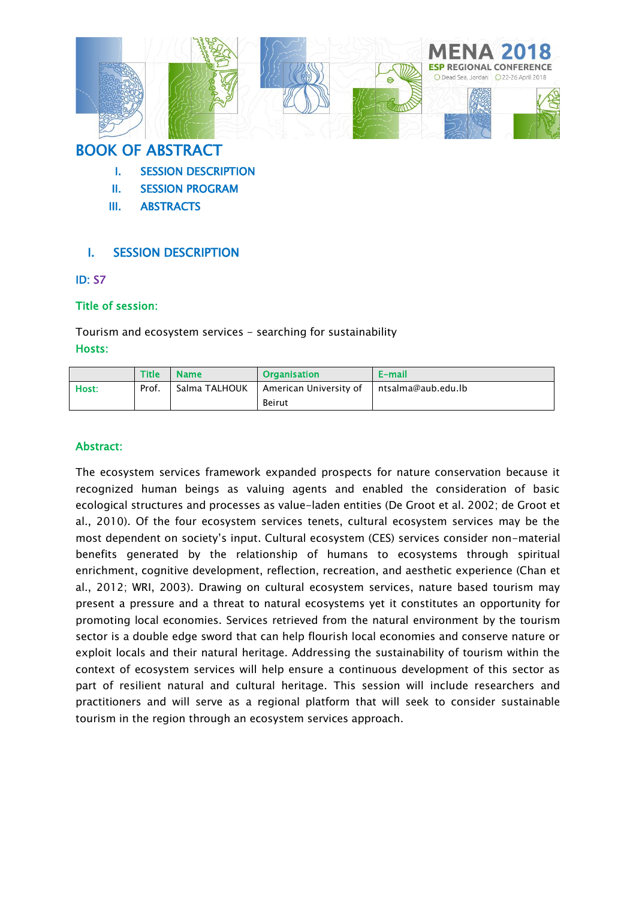# BOOK OF ABSTRACT

I. SESSION DESCRIPTION
II. SESSION PROGRAM
III. ABSTRACTS

## I. SESSION DESCRIPTION

**ID: S7**

**Title of session:**

Tourism and ecosystem services - searching for sustainability

**Hosts:**

| | Title | Name | Organisation | E-mail |
|---|---|---|---|---|
| Host: | Prof. | Salma TALHOUK | American University of Beirut | ntsalma@aub.edu.lb |

**Abstract:**

The ecosystem services framework expanded prospects for nature conservation because it recognized human beings as valuing agents and enabled the consideration of basic ecological structures and processes as value-laden entities (De Groot et al. 2002; de Groot et al., 2010). Of the four ecosystem services tenets, cultural ecosystem services may be the most dependent on society's input. Cultural ecosystem (CES) services consider non-material benefits generated by the relationship of humans to ecosystems through spiritual enrichment, cognitive development, reflection, recreation, and aesthetic experience (Chan et al., 2012; WRI, 2003). Drawing on cultural ecosystem services, nature based tourism may present a pressure and a threat to natural ecosystems yet it constitutes an opportunity for promoting local economies. Services retrieved from the natural environment by the tourism sector is a double edge sword that can help flourish local economies and conserve nature or exploit locals and their natural heritage. Addressing the sustainability of tourism within the context of ecosystem services will help ensure a continuous development of this sector as part of resilient natural and cultural heritage. This session will include researchers and practitioners and will serve as a regional platform that will seek to consider sustainable tourism in the region through an ecosystem services approach.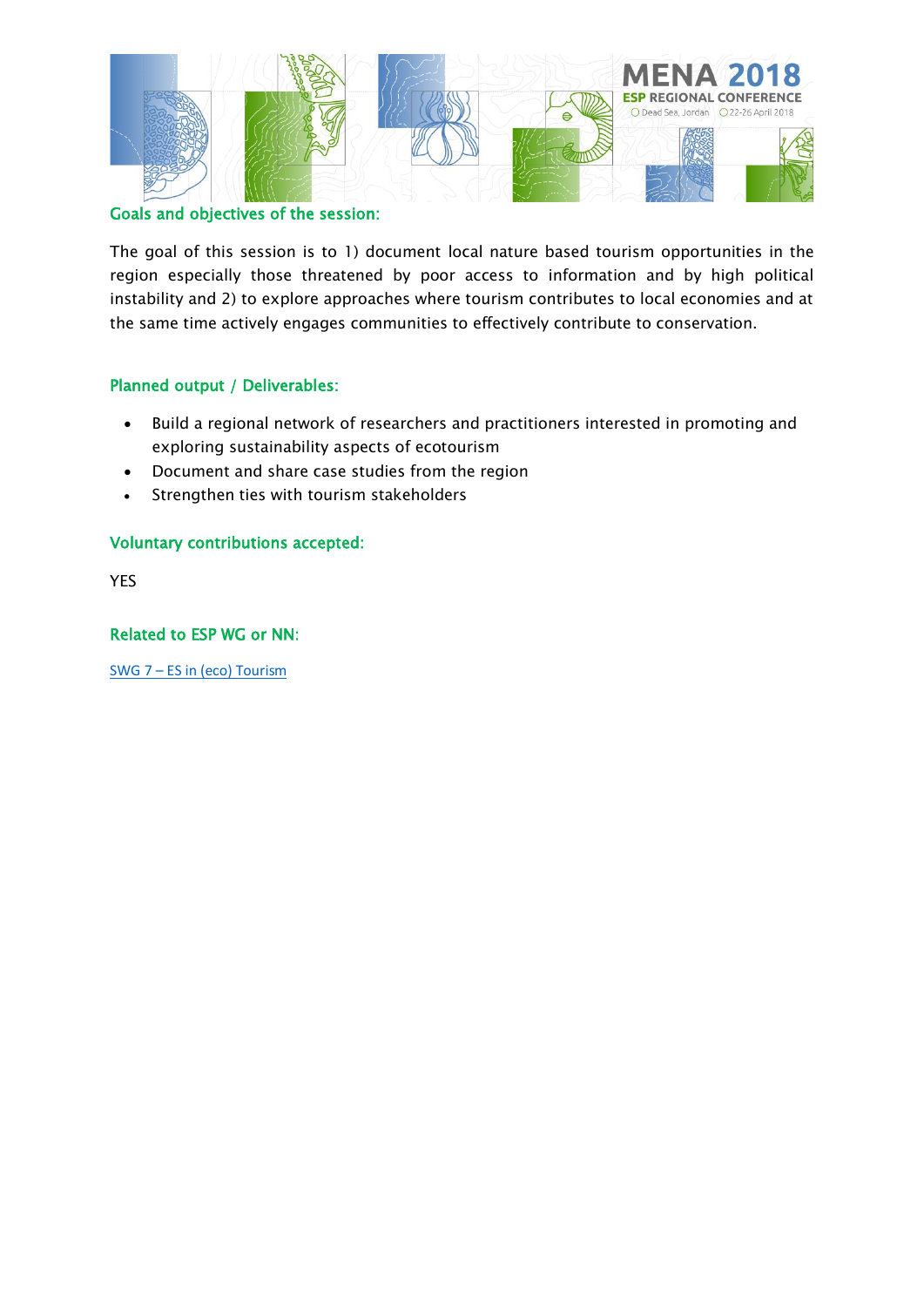## Goals and objectives of the session:

The goal of this session is to 1) document local nature based tourism opportunities in the region especially those threatened by poor access to information and by high political instability and 2) to explore approaches where tourism contributes to local economies and at the same time actively engages communities to effectively contribute to conservation.

## Planned output / Deliverables:

- Build a regional network of researchers and practitioners interested in promoting and exploring sustainability aspects of ecotourism
- Document and share case studies from the region
- Strengthen ties with tourism stakeholders

## Voluntary contributions accepted:

YES

## Related to ESP WG or NN:

SWG 7 – ES in (eco) Tourism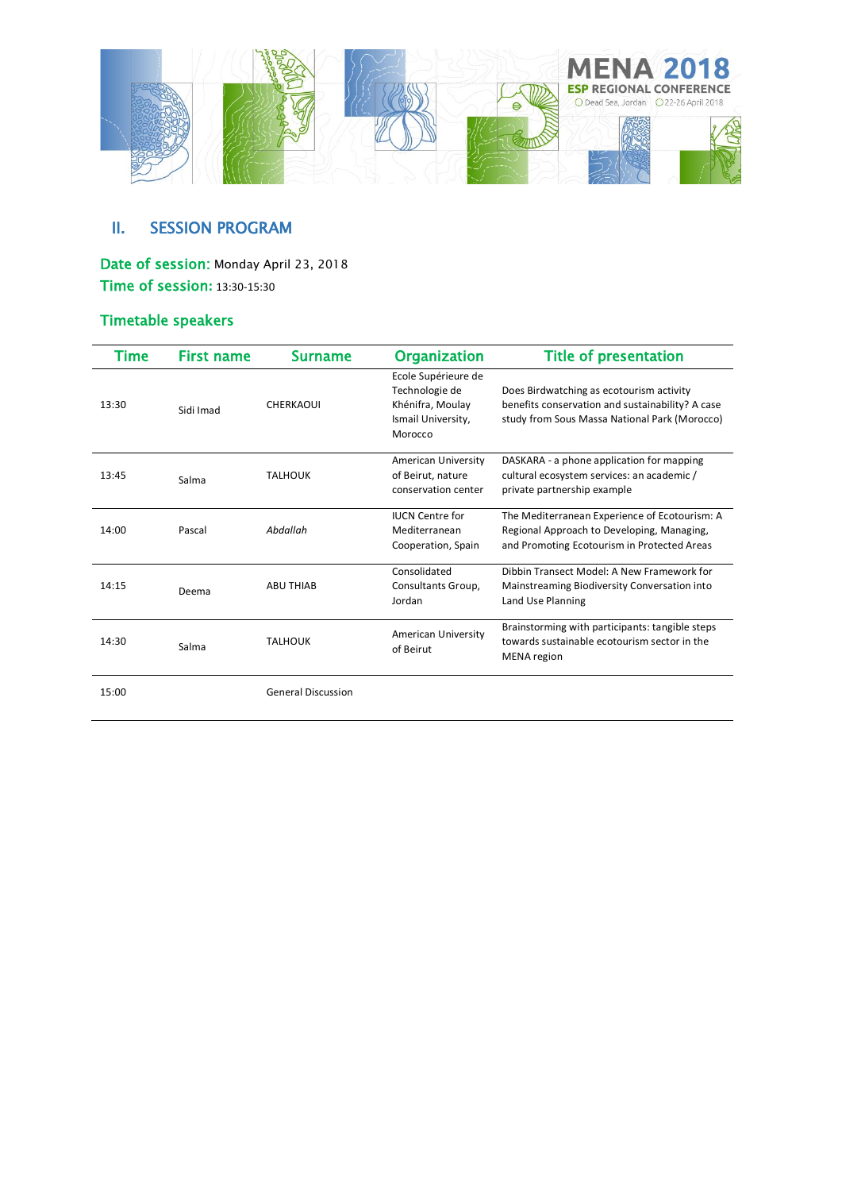## II. SESSION PROGRAM

**Date of session:** Monday April 23, 2018
**Time of session:** 13:30-15:30

### Timetable speakers

| Time | First name | Surname | Organization | Title of presentation |
|---|---|---|---|---|
| 13:30 | Sidi Imad | CHERKAOUI | Ecole Supérieure de Technologie de Khénifra, Moulay Ismail University, Morocco | Does Birdwatching as ecotourism activity benefits conservation and sustainability? A case study from Sous Massa National Park (Morocco) |
| 13:45 | Salma | TALHOUK | American University of Beirut, nature conservation center | DASKARA - a phone application for mapping cultural ecosystem services: an academic / private partnership example |
| 14:00 | Pascal | *Abdallah* | IUCN Centre for Mediterranean Cooperation, Spain | The Mediterranean Experience of Ecotourism: A Regional Approach to Developing, Managing, and Promoting Ecotourism in Protected Areas |
| 14:15 | Deema | ABU THIAB | Consolidated Consultants Group, Jordan | Dibbin Transect Model: A New Framework for Mainstreaming Biodiversity Conversation into Land Use Planning |
| 14:30 | Salma | TALHOUK | American University of Beirut | Brainstorming with participants: tangible steps towards sustainable ecotourism sector in the MENA region |
| 15:00 | | General Discussion | | |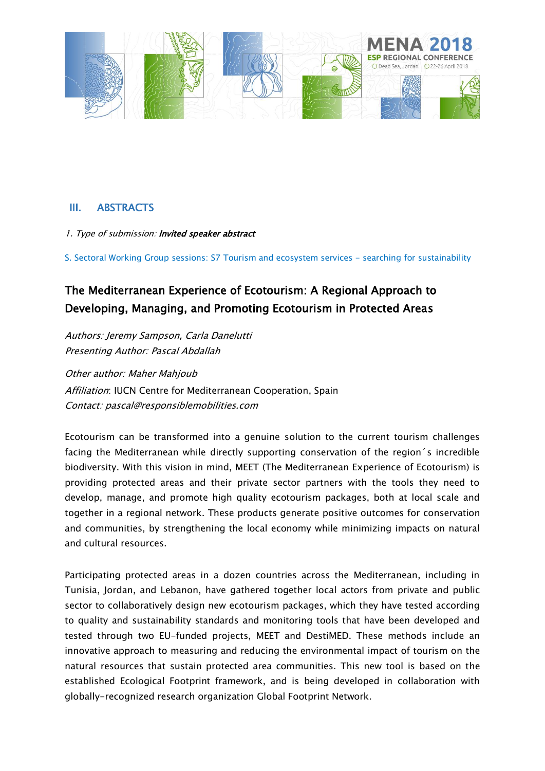## III. ABSTRACTS

*1. Type of submission:* ***Invited speaker abstract***

S. Sectoral Working Group sessions: S7 Tourism and ecosystem services - searching for sustainability

### The Mediterranean Experience of Ecotourism: A Regional Approach to Developing, Managing, and Promoting Ecotourism in Protected Areas

*Authors: Jeremy Sampson, Carla Danelutti*
*Presenting Author: Pascal Abdallah*

*Other author: Maher Mahjoub*
*Affiliation*: IUCN Centre for Mediterranean Cooperation, Spain
*Contact: pascal@responsiblemobilities.com*

Ecotourism can be transformed into a genuine solution to the current tourism challenges facing the Mediterranean while directly supporting conservation of the region´s incredible biodiversity. With this vision in mind, MEET (The Mediterranean Experience of Ecotourism) is providing protected areas and their private sector partners with the tools they need to develop, manage, and promote high quality ecotourism packages, both at local scale and together in a regional network. These products generate positive outcomes for conservation and communities, by strengthening the local economy while minimizing impacts on natural and cultural resources.

Participating protected areas in a dozen countries across the Mediterranean, including in Tunisia, Jordan, and Lebanon, have gathered together local actors from private and public sector to collaboratively design new ecotourism packages, which they have tested according to quality and sustainability standards and monitoring tools that have been developed and tested through two EU-funded projects, MEET and DestiMED. These methods include an innovative approach to measuring and reducing the environmental impact of tourism on the natural resources that sustain protected area communities. This new tool is based on the established Ecological Footprint framework, and is being developed in collaboration with globally-recognized research organization Global Footprint Network.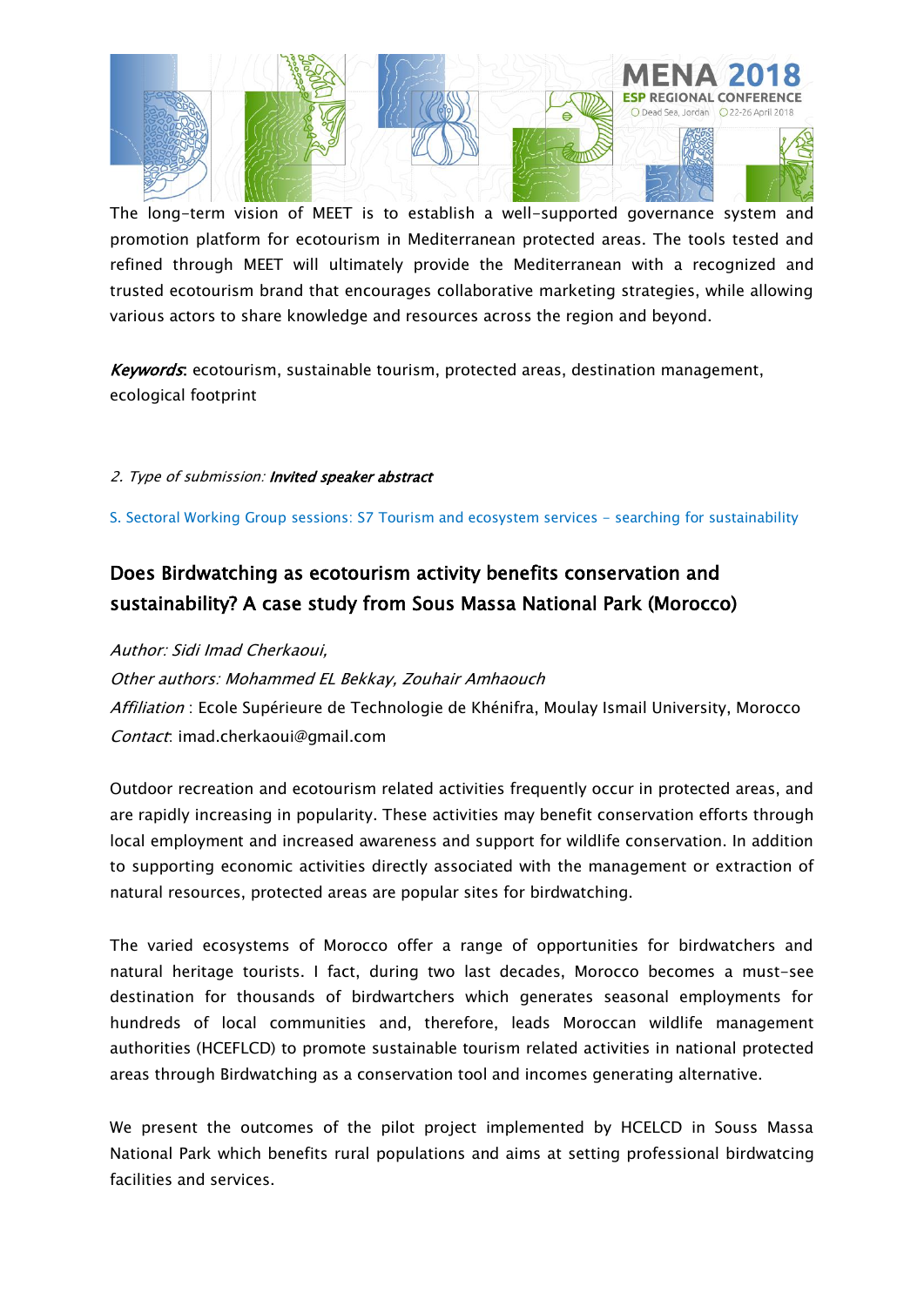The long-term vision of MEET is to establish a well-supported governance system and promotion platform for ecotourism in Mediterranean protected areas. The tools tested and refined through MEET will ultimately provide the Mediterranean with a recognized and trusted ecotourism brand that encourages collaborative marketing strategies, while allowing various actors to share knowledge and resources across the region and beyond.

***Keywords***: ecotourism, sustainable tourism, protected areas, destination management, ecological footprint

2. *Type of submission:* ***Invited speaker abstract***

S. Sectoral Working Group sessions: S7 Tourism and ecosystem services - searching for sustainability

## Does Birdwatching as ecotourism activity benefits conservation and sustainability? A case study from Sous Massa National Park (Morocco)

*Author: Sidi Imad Cherkaoui,*

*Other authors: Mohammed EL Bekkay, Zouhair Amhaouch*

*Affiliation* : Ecole Supérieure de Technologie de Khénifra, Moulay Ismail University, Morocco

*Contact*: imad.cherkaoui@gmail.com

Outdoor recreation and ecotourism related activities frequently occur in protected areas, and are rapidly increasing in popularity. These activities may benefit conservation efforts through local employment and increased awareness and support for wildlife conservation. In addition to supporting economic activities directly associated with the management or extraction of natural resources, protected areas are popular sites for birdwatching.

The varied ecosystems of Morocco offer a range of opportunities for birdwatchers and natural heritage tourists. I fact, during two last decades, Morocco becomes a must-see destination for thousands of birdwartchers which generates seasonal employments for hundreds of local communities and, therefore, leads Moroccan wildlife management authorities (HCEFLCD) to promote sustainable tourism related activities in national protected areas through Birdwatching as a conservation tool and incomes generating alternative.

We present the outcomes of the pilot project implemented by HCELCD in Souss Massa National Park which benefits rural populations and aims at setting professional birdwatcing facilities and services.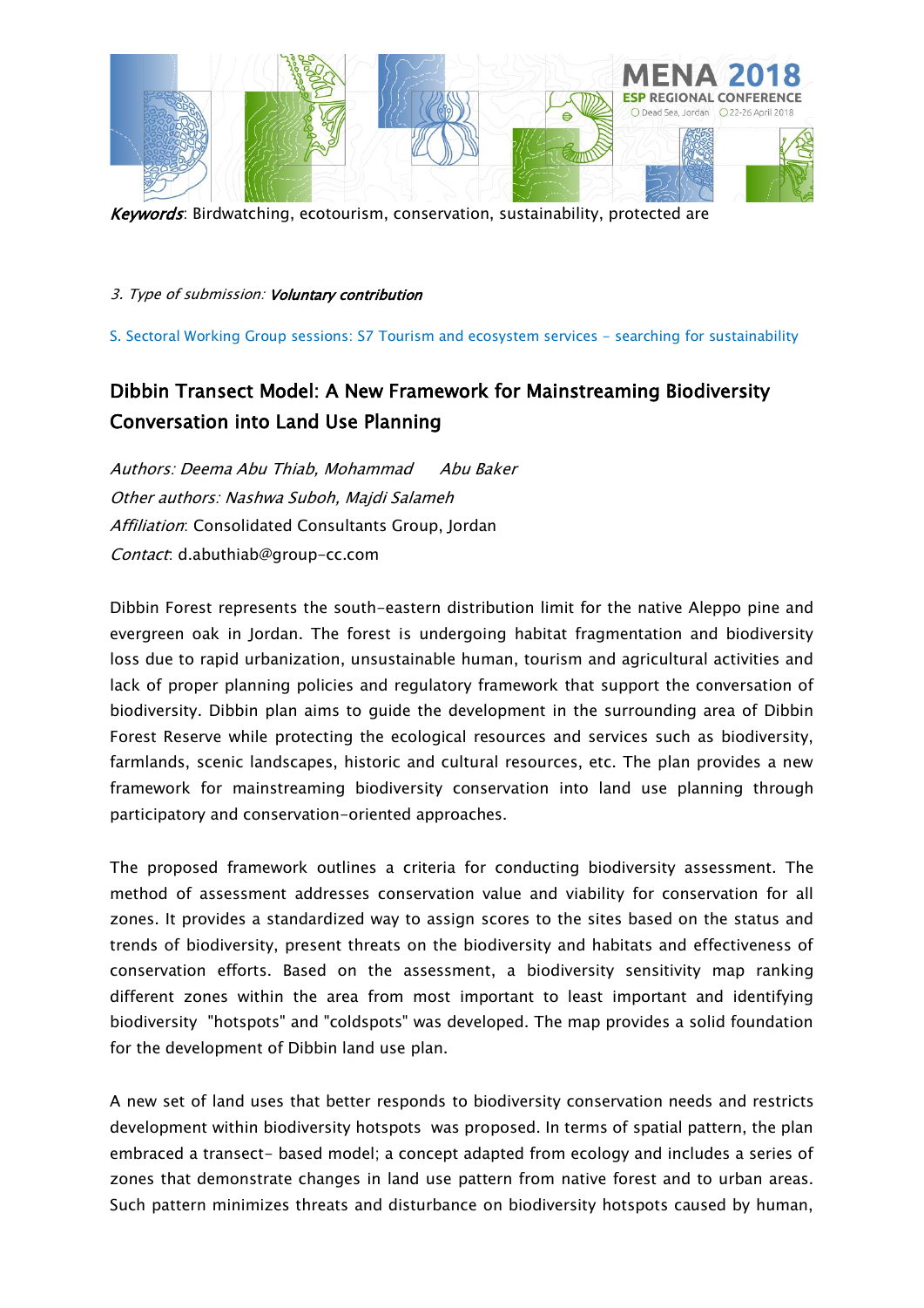*Keywords*: Birdwatching, ecotourism, conservation, sustainability, protected are

3. *Type of submission:* ***Voluntary contribution***

S. Sectoral Working Group sessions: S7 Tourism and ecosystem services - searching for sustainability

## Dibbin Transect Model: A New Framework for Mainstreaming Biodiversity Conversation into Land Use Planning

*Authors: Deema Abu Thiab, Mohammad Abu Baker*
*Other authors: Nashwa Suboh, Majdi Salameh*
*Affiliation*: Consolidated Consultants Group, Jordan
*Contact*: d.abuthiab@group-cc.com

Dibbin Forest represents the south-eastern distribution limit for the native Aleppo pine and evergreen oak in Jordan. The forest is undergoing habitat fragmentation and biodiversity loss due to rapid urbanization, unsustainable human, tourism and agricultural activities and lack of proper planning policies and regulatory framework that support the conversation of biodiversity. Dibbin plan aims to guide the development in the surrounding area of Dibbin Forest Reserve while protecting the ecological resources and services such as biodiversity, farmlands, scenic landscapes, historic and cultural resources, etc. The plan provides a new framework for mainstreaming biodiversity conservation into land use planning through participatory and conservation-oriented approaches.

The proposed framework outlines a criteria for conducting biodiversity assessment. The method of assessment addresses conservation value and viability for conservation for all zones. It provides a standardized way to assign scores to the sites based on the status and trends of biodiversity, present threats on the biodiversity and habitats and effectiveness of conservation efforts. Based on the assessment, a biodiversity sensitivity map ranking different zones within the area from most important to least important and identifying biodiversity "hotspots" and "coldspots" was developed. The map provides a solid foundation for the development of Dibbin land use plan.

A new set of land uses that better responds to biodiversity conservation needs and restricts development within biodiversity hotspots was proposed. In terms of spatial pattern, the plan embraced a transect- based model; a concept adapted from ecology and includes a series of zones that demonstrate changes in land use pattern from native forest and to urban areas. Such pattern minimizes threats and disturbance on biodiversity hotspots caused by human,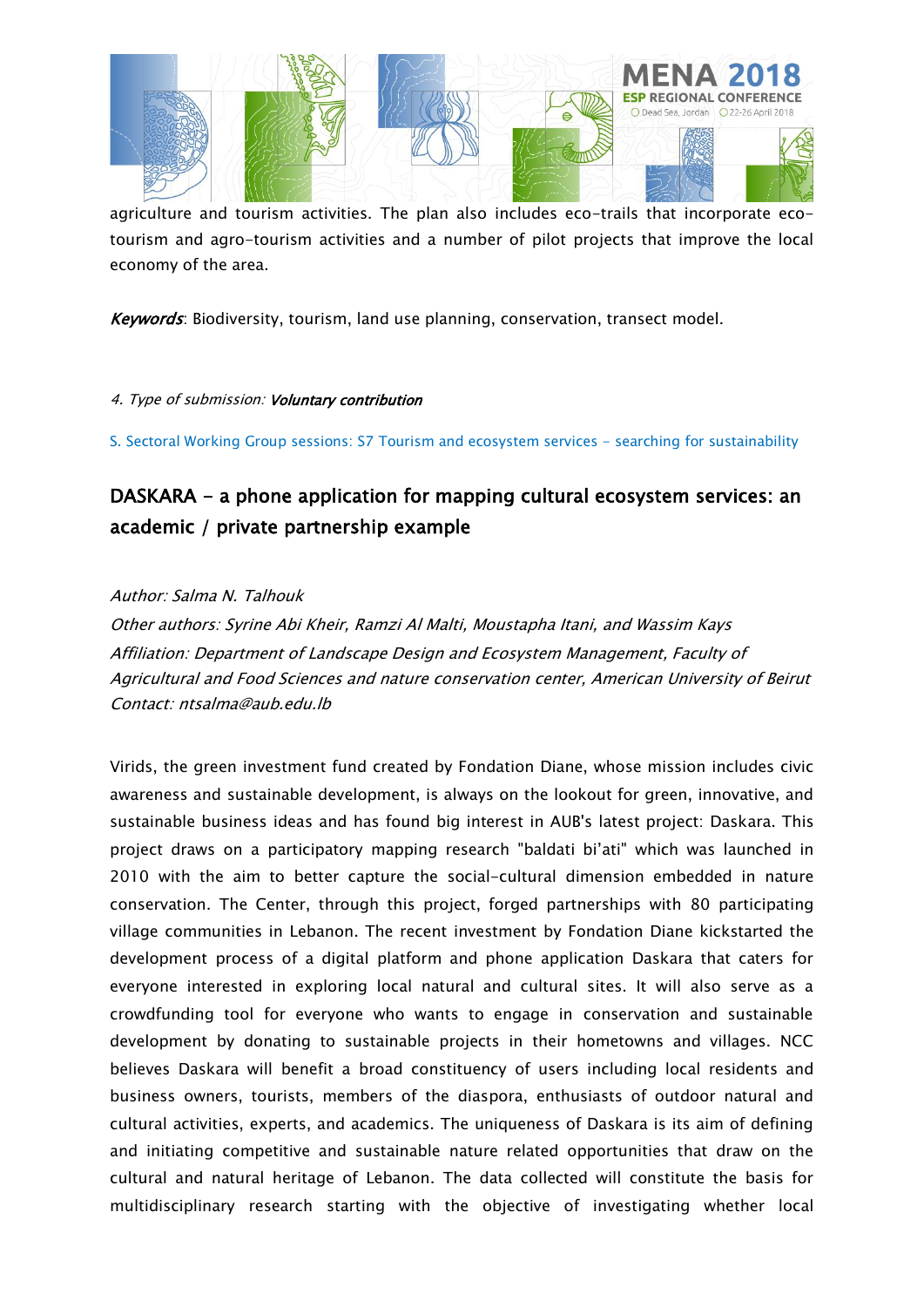agriculture and tourism activities. The plan also includes eco-trails that incorporate eco-tourism and agro-tourism activities and a number of pilot projects that improve the local economy of the area.

***Keywords***: Biodiversity, tourism, land use planning, conservation, transect model.

*4. Type of submission:* ***Voluntary contribution***

S. Sectoral Working Group sessions: S7 Tourism and ecosystem services – searching for sustainability

## DASKARA - a phone application for mapping cultural ecosystem services: an academic / private partnership example

*Author: Salma N. Talhouk*

*Other authors: Syrine Abi Kheir, Ramzi Al Malti, Moustapha Itani, and Wassim Kays*

*Affiliation: Department of Landscape Design and Ecosystem Management, Faculty of Agricultural and Food Sciences and nature conservation center, American University of Beirut*

*Contact: ntsalma@aub.edu.lb*

Virids, the green investment fund created by Fondation Diane, whose mission includes civic awareness and sustainable development, is always on the lookout for green, innovative, and sustainable business ideas and has found big interest in AUB's latest project: Daskara. This project draws on a participatory mapping research "baldati bi'ati" which was launched in 2010 with the aim to better capture the social-cultural dimension embedded in nature conservation. The Center, through this project, forged partnerships with 80 participating village communities in Lebanon. The recent investment by Fondation Diane kickstarted the development process of a digital platform and phone application Daskara that caters for everyone interested in exploring local natural and cultural sites. It will also serve as a crowdfunding tool for everyone who wants to engage in conservation and sustainable development by donating to sustainable projects in their hometowns and villages. NCC believes Daskara will benefit a broad constituency of users including local residents and business owners, tourists, members of the diaspora, enthusiasts of outdoor natural and cultural activities, experts, and academics. The uniqueness of Daskara is its aim of defining and initiating competitive and sustainable nature related opportunities that draw on the cultural and natural heritage of Lebanon. The data collected will constitute the basis for multidisciplinary research starting with the objective of investigating whether local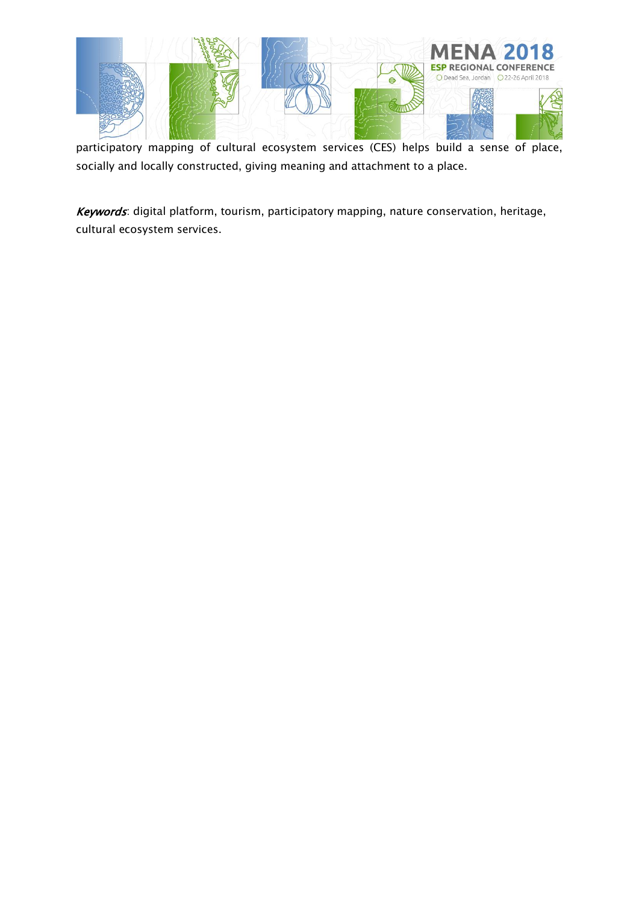participatory mapping of cultural ecosystem services (CES) helps build a sense of place, socially and locally constructed, giving meaning and attachment to a place.

*Keywords*: digital platform, tourism, participatory mapping, nature conservation, heritage, cultural ecosystem services.